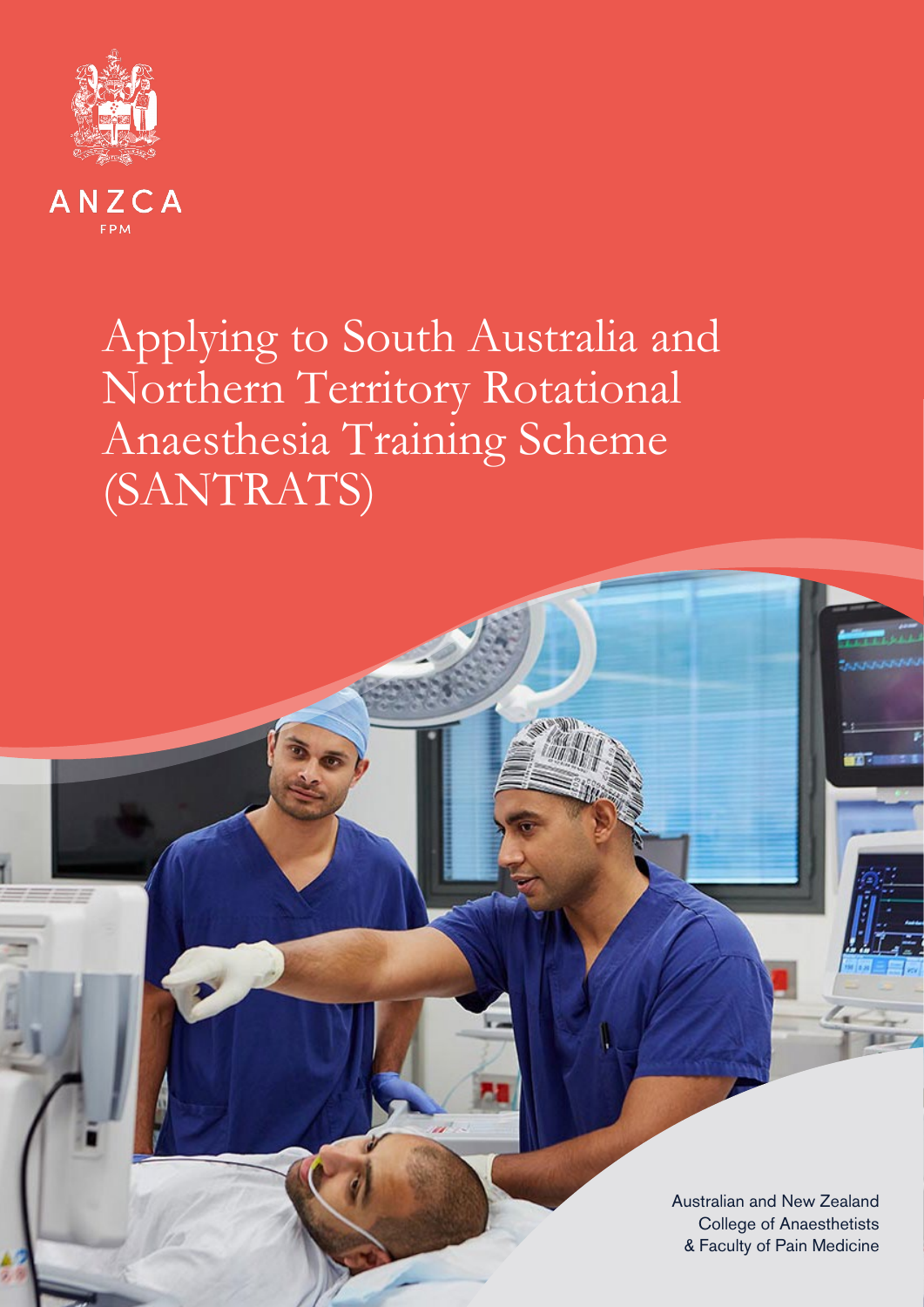ANZCA

FPM

# Applying to South Australia and Northern Territory Rotational Anaesthesia Training Scheme (SANTRATS)

Australian and New Zealand College of Anaesthetists & Faculty of Pain Medicine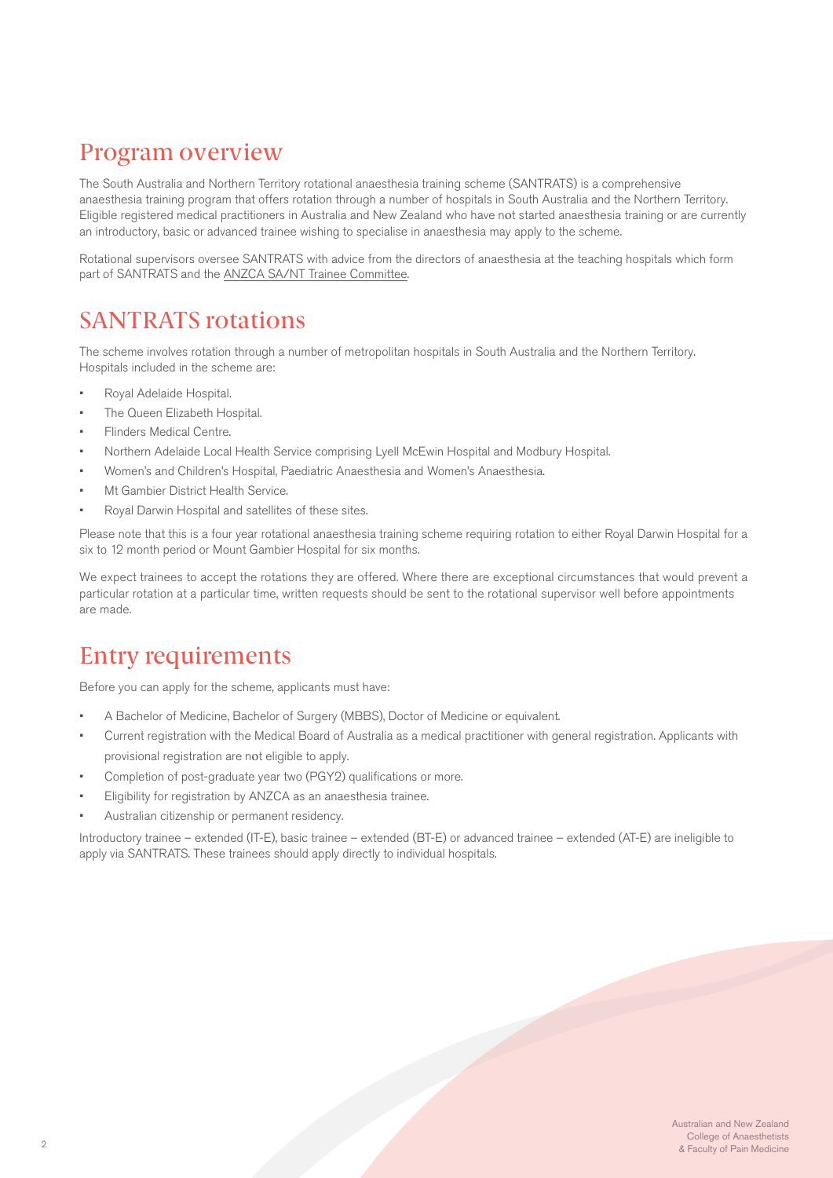## Program overview

The South Australia and Northern Territory rotational anaesthesia training scheme (SANTRATS) is a comprehensive anaesthesia training program that offers rotation through a number of hospitals in South Australia and the Northern Territory. Eligible registered medical practitioners in Australia and New Zealand who have not started anaesthesia training or are currently an introductory, basic or advanced trainee wishing to specialise in anaesthesia may apply to the scheme.

Rotational supervisors oversee SANTRATS with advice from the directors of anaesthesia at the teaching hospitals which form part of SANTRATS and the ANZCA SA/NT Trainee Committee.

## SANTRATS rotations

The scheme involves rotation through a number of metropolitan hospitals in South Australia and the Northern Territory. Hospitals included in the scheme are:

- Royal Adelaide Hospital.
- The Queen Elizabeth Hospital.
- Flinders Medical Centre.
- Northern Adelaide Local Health Service comprising Lyell McEwin Hospital and Modbury Hospital.
- Women's and Children's Hospital, Paediatric Anaesthesia and Women's Anaesthesia.
- Mt Gambier District Health Service.
- Royal Darwin Hospital and satellites of these sites.

Please note that this is a four year rotational anaesthesia training scheme requiring rotation to either Royal Darwin Hospital for a six to 12 month period or Mount Gambier Hospital for six months.

We expect trainees to accept the rotations they are offered. Where there are exceptional circumstances that would prevent a particular rotation at a particular time, written requests should be sent to the rotational supervisor well before appointments are made.

## Entry requirements

Before you can apply for the scheme, applicants must have:

- A Bachelor of Medicine, Bachelor of Surgery (MBBS), Doctor of Medicine or equivalent.
- Current registration with the Medical Board of Australia as a medical practitioner with general registration. Applicants with provisional registration are not eligible to apply.
- Completion of post-graduate year two (PGY2) qualifications or more.
- Eligibility for registration by ANZCA as an anaesthesia trainee.
- Australian citizenship or permanent residency.

Introductory trainee – extended (IT-E), basic trainee – extended (BT-E) or advanced trainee – extended (AT-E) are ineligible to apply via SANTRATS. These trainees should apply directly to individual hospitals.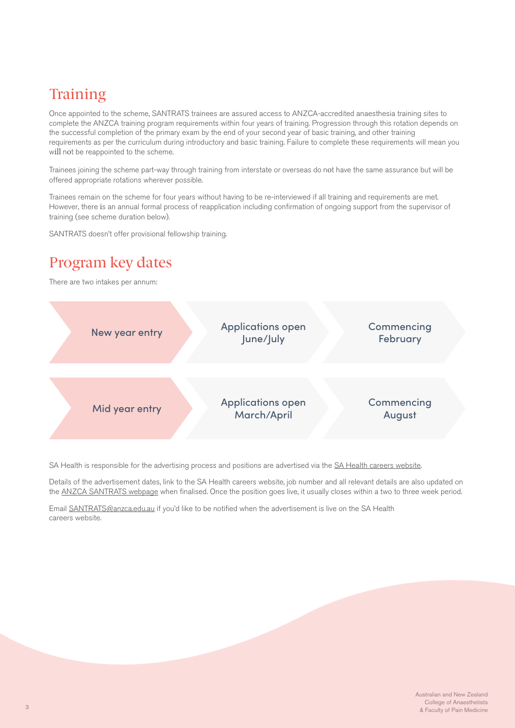## Training

Once appointed to the scheme, SANTRATS trainees are assured access to ANZCA-accredited anaesthesia training sites to complete the ANZCA training program requirements within four years of training. Progression through this rotation depends on the successful completion of the primary exam by the end of your second year of basic training, and other training requirements as per the curriculum during introductory and basic training. Failure to complete these requirements will mean you will not be reappointed to the scheme.

Trainees joining the scheme part-way through training from interstate or overseas do not have the same assurance but will be offered appropriate rotations wherever possible.

Trainees remain on the scheme for four years without having to be re-interviewed if all training and requirements are met. However, there is an annual formal process of reapplication including confirmation of ongoing support from the supervisor of training (see scheme duration below).

SANTRATS doesn't offer provisional fellowship training.

## Program key dates

There are two intakes per annum:

| | | |
|---|---|---|
| New year entry | Applications open June/July | Commencing February |
| Mid year entry | Applications open March/April | Commencing August |

SA Health is responsible for the advertising process and positions are advertised via the SA Health careers website.

Details of the advertisement dates, link to the SA Health careers website, job number and all relevant details are also updated on the ANZCA SANTRATS webpage when finalised. Once the position goes live, it usually closes within a two to three week period.

Email SANTRATS@anzca.edu.au if you'd like to be notified when the advertisement is live on the SA Health careers website.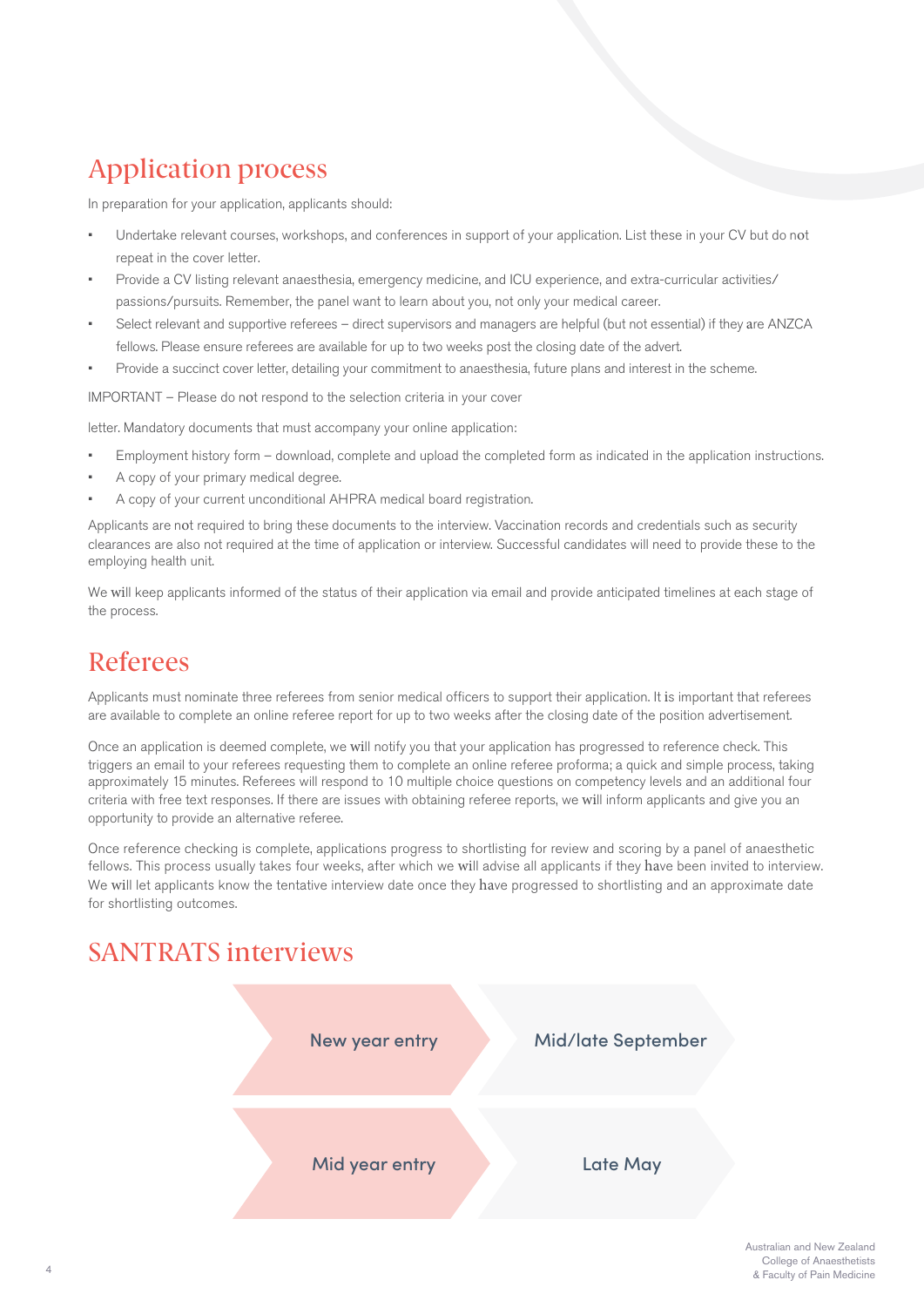# Application process

In preparation for your application, applicants should:

- Undertake relevant courses, workshops, and conferences in support of your application. List these in your CV but do not repeat in the cover letter.
- Provide a CV listing relevant anaesthesia, emergency medicine, and ICU experience, and extra-curricular activities/ passions/pursuits. Remember, the panel want to learn about you, not only your medical career.
- Select relevant and supportive referees – direct supervisors and managers are helpful (but not essential) if they are ANZCA fellows. Please ensure referees are available for up to two weeks post the closing date of the advert.
- Provide a succinct cover letter, detailing your commitment to anaesthesia, future plans and interest in the scheme.

IMPORTANT – Please do not respond to the selection criteria in your cover

letter. Mandatory documents that must accompany your online application:

- Employment history form – download, complete and upload the completed form as indicated in the application instructions.
- A copy of your primary medical degree.
- A copy of your current unconditional AHPRA medical board registration.

Applicants are not required to bring these documents to the interview. Vaccination records and credentials such as security clearances are also not required at the time of application or interview. Successful candidates will need to provide these to the employing health unit.

We will keep applicants informed of the status of their application via email and provide anticipated timelines at each stage of the process.

# Referees

Applicants must nominate three referees from senior medical officers to support their application. It is important that referees are available to complete an online referee report for up to two weeks after the closing date of the position advertisement.

Once an application is deemed complete, we will notify you that your application has progressed to reference check. This triggers an email to your referees requesting them to complete an online referee proforma; a quick and simple process, taking approximately 15 minutes. Referees will respond to 10 multiple choice questions on competency levels and an additional four criteria with free text responses. If there are issues with obtaining referee reports, we will inform applicants and give you an opportunity to provide an alternative referee.

Once reference checking is complete, applications progress to shortlisting for review and scoring by a panel of anaesthetic fellows. This process usually takes four weeks, after which we will advise all applicants if they have been invited to interview. We will let applicants know the tentative interview date once they have progressed to shortlisting and an approximate date for shortlisting outcomes.

# SANTRATS interviews

| | |
|---|---|
| New year entry | Mid/late September |
| Mid year entry | Late May |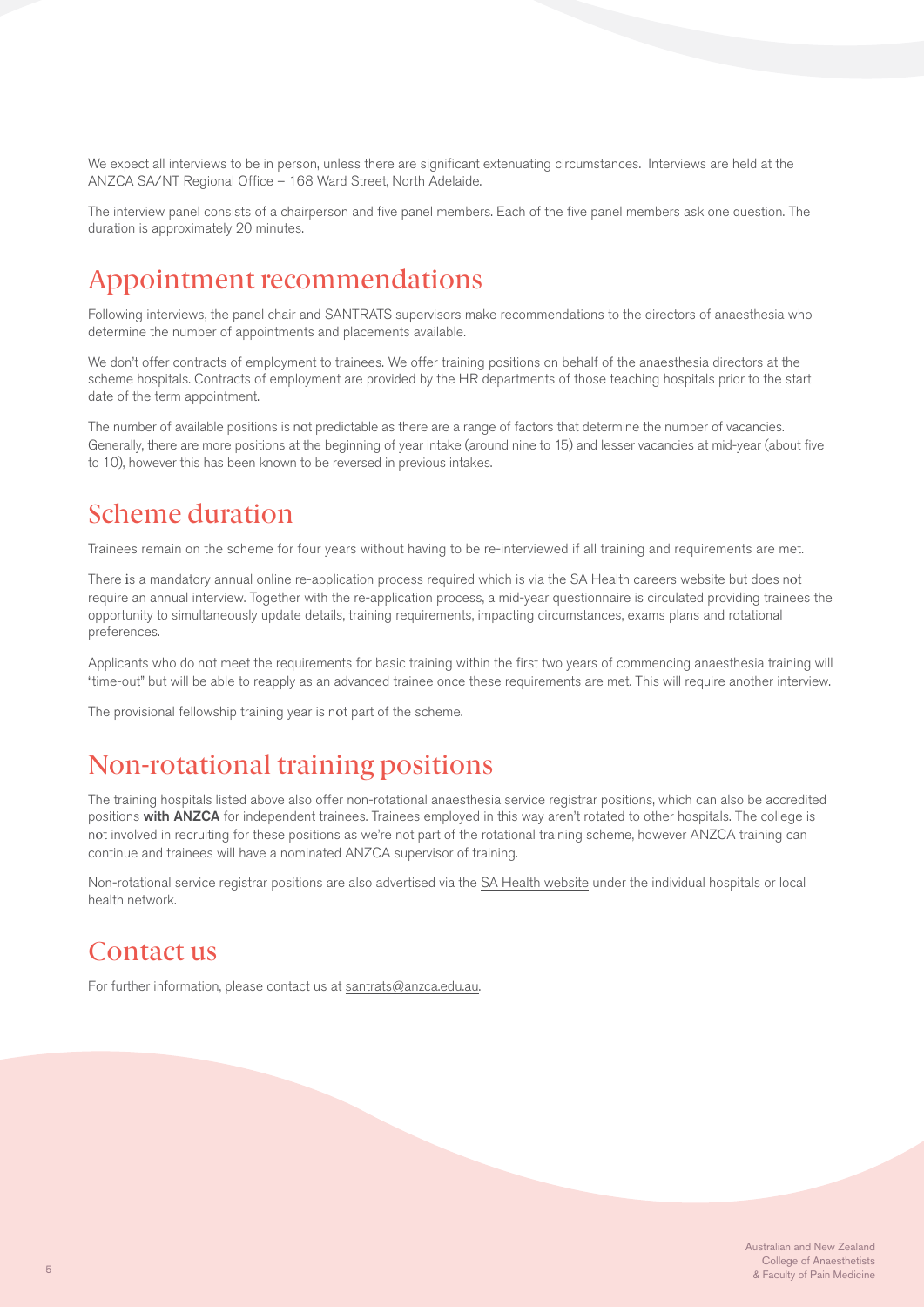We expect all interviews to be in person, unless there are significant extenuating circumstances. Interviews are held at the ANZCA SA/NT Regional Office – 168 Ward Street, North Adelaide.

The interview panel consists of a chairperson and five panel members. Each of the five panel members ask one question. The duration is approximately 20 minutes.

## Appointment recommendations

Following interviews, the panel chair and SANTRATS supervisors make recommendations to the directors of anaesthesia who determine the number of appointments and placements available.

We don't offer contracts of employment to trainees. We offer training positions on behalf of the anaesthesia directors at the scheme hospitals. Contracts of employment are provided by the HR departments of those teaching hospitals prior to the start date of the term appointment.

The number of available positions is not predictable as there are a range of factors that determine the number of vacancies. Generally, there are more positions at the beginning of year intake (around nine to 15) and lesser vacancies at mid-year (about five to 10), however this has been known to be reversed in previous intakes.

## Scheme duration

Trainees remain on the scheme for four years without having to be re-interviewed if all training and requirements are met.

There is a mandatory annual online re-application process required which is via the SA Health careers website but does not require an annual interview. Together with the re-application process, a mid-year questionnaire is circulated providing trainees the opportunity to simultaneously update details, training requirements, impacting circumstances, exams plans and rotational preferences.

Applicants who do not meet the requirements for basic training within the first two years of commencing anaesthesia training will "time-out" but will be able to reapply as an advanced trainee once these requirements are met. This will require another interview.

The provisional fellowship training year is not part of the scheme.

## Non-rotational training positions

The training hospitals listed above also offer non-rotational anaesthesia service registrar positions, which can also be accredited positions **with ANZCA** for independent trainees. Trainees employed in this way aren't rotated to other hospitals. The college is not involved in recruiting for these positions as we're not part of the rotational training scheme, however ANZCA training can continue and trainees will have a nominated ANZCA supervisor of training.

Non-rotational service registrar positions are also advertised via the SA Health website under the individual hospitals or local health network.

## Contact us

For further information, please contact us at santrats@anzca.edu.au.